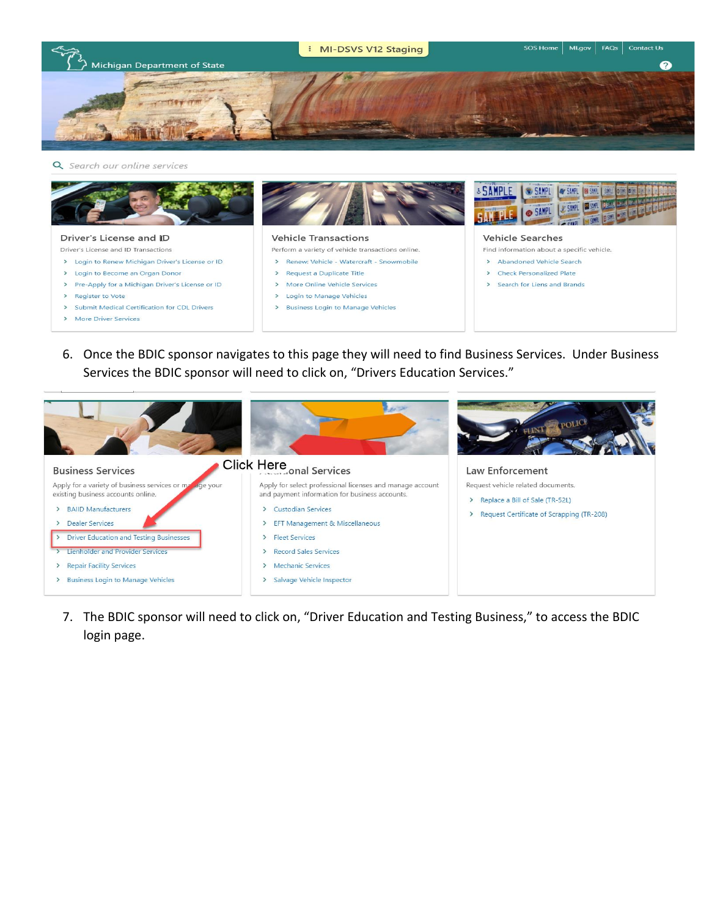MI-DSVS V12 Staging

SOS Home | MI.gov | FAQs | Contact Us

Michigan Department of State

Search our online services

**Driver's License and ID**

Driver's License and ID Transactions

- Login to Renew Michigan Driver's License or ID
- Login to Become an Organ Donor
- Pre-Apply for a Michigan Driver's License or ID
- Register to Vote
- Submit Medical Certification for CDL Drivers
- More Driver Services

**Vehicle Transactions**

Perform a variety of vehicle transactions online.

- Renew: Vehicle - Watercraft - Snowmobile
- Request a Duplicate Title
- More Online Vehicle Services
- Login to Manage Vehicles
- Business Login to Manage Vehicles

**Vehicle Searches**

Find information about a specific vehicle.

- Abandoned Vehicle Search
- Check Personalized Plate
- Search for Liens and Brands

6. Once the BDIC sponsor navigates to this page they will need to find Business Services. Under Business Services the BDIC sponsor will need to click on, "Drivers Education Services."

Click Here

**Business Services**

Apply for a variety of business services or manage your existing business accounts online.

- BAIID Manufacturers
- Dealer Services
- Driver Education and Testing Businesses
- Lienholder and Provider Services
- Repair Facility Services
- Business Login to Manage Vehicles

**Professional Services**

Apply for select professional licenses and manage account and payment information for business accounts.

- Custodian Services
- EFT Management & Miscellaneous
- Fleet Services
- Record Sales Services
- Mechanic Services
- Salvage Vehicle Inspector

**Law Enforcement**

Request vehicle related documents.

- Replace a Bill of Sale (TR-52L)
- Request Certificate of Scrapping (TR-208)

7. The BDIC sponsor will need to click on, "Driver Education and Testing Business," to access the BDIC login page.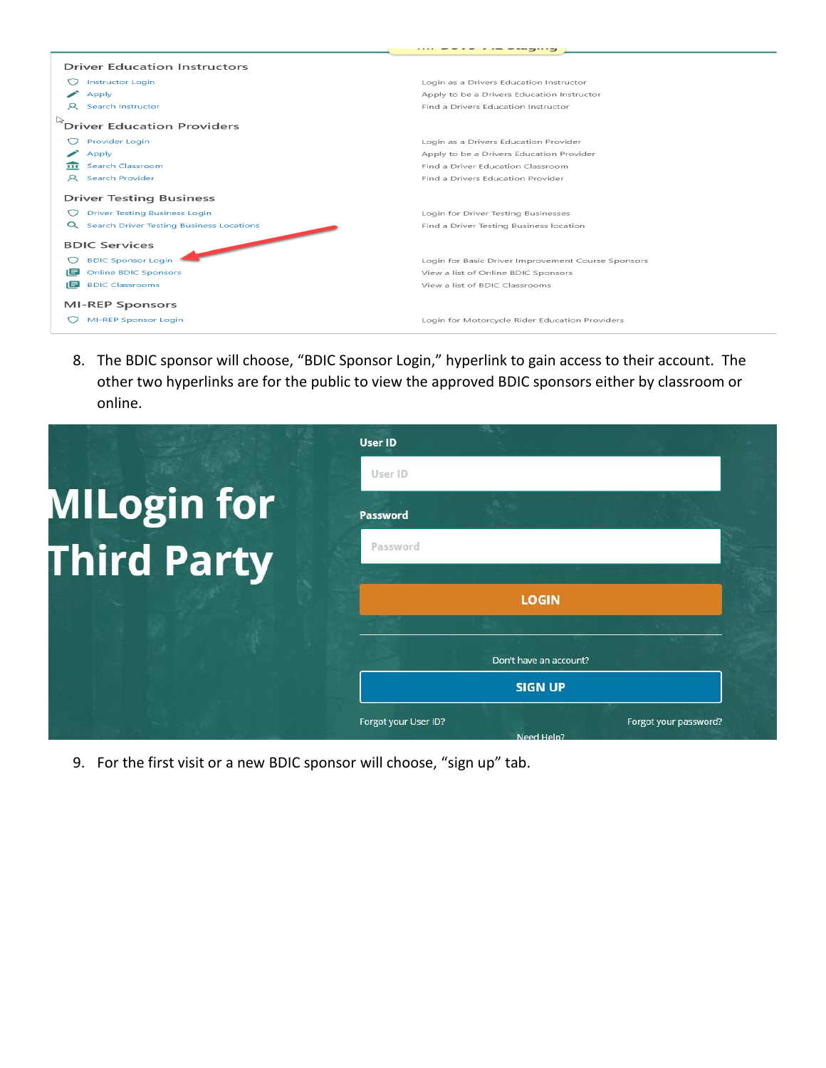### Driver Education Instructors

| | |
|---|---|
| Instructor Login | Login as a Drivers Education Instructor |
| Apply | Apply to be a Drivers Education Instructor |
| Search Instructor | Find a Drivers Education Instructor |

### Driver Education Providers

| | |
|---|---|
| Provider Login | Login as a Drivers Education Provider |
| Apply | Apply to be a Drivers Education Provider |
| Search Classroom | Find a Driver Education Classroom |
| Search Provider | Find a Drivers Education Provider |

### Driver Testing Business

| | |
|---|---|
| Driver Testing Business Login | Login for Driver Testing Businesses |
| Search Driver Testing Business Locations | Find a Driver Testing Business location |

### BDIC Services

| | |
|---|---|
| BDIC Sponsor Login | Login for Basic Driver Improvement Course Sponsors |
| Online BDIC Sponsors | View a list of Online BDIC Sponsors |
| BDIC Classrooms | View a list of BDIC Classrooms |

### MI-REP Sponsors

| | |
|---|---|
| MI-REP Sponsor Login | Login for Motorcycle Rider Education Providers |

8. The BDIC sponsor will choose, "BDIC Sponsor Login," hyperlink to gain access to their account. The other two hyperlinks are for the public to view the approved BDIC sponsors either by classroom or online.

**MILogin for Third Party**

User ID

Password

LOGIN

Don't have an account?

SIGN UP

Forgot your User ID? Forgot your password?

Need Help?

9. For the first visit or a new BDIC sponsor will choose, "sign up" tab.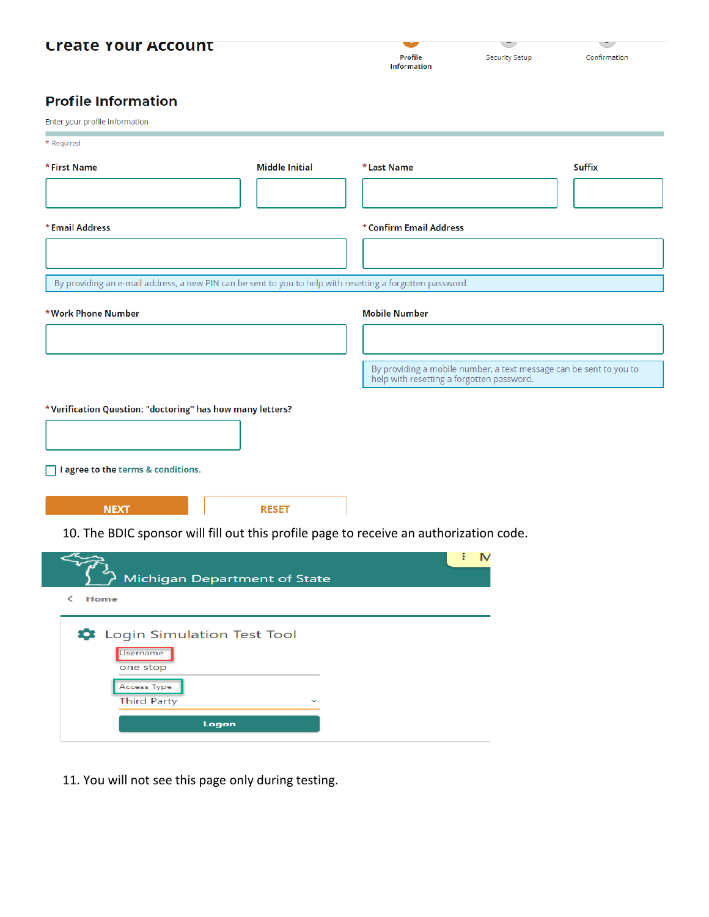# Create Your Account

Profile Information | Security Setup | Confirmation

## Profile Information

Enter your profile information

\* Required

\*First Name | Middle Initial | \*Last Name | Suffix

\*Email Address | \*Confirm Email Address

By providing an e-mail address, a new PIN can be sent to you to help with resetting a forgotten password.

\*Work Phone Number | Mobile Number

By providing a mobile number, a text message can be sent to you to help with resetting a forgotten password.

\*Verification Question: "doctoring" has how many letters?

☐ I agree to the terms & conditions.

NEXT   RESET

10. The BDIC sponsor will fill out this profile page to receive an authorization code.

Michigan Department of State

< Home

Login Simulation Test Tool

Username: one stop

Access Type: Third Party

Logon

11. You will not see this page only during testing.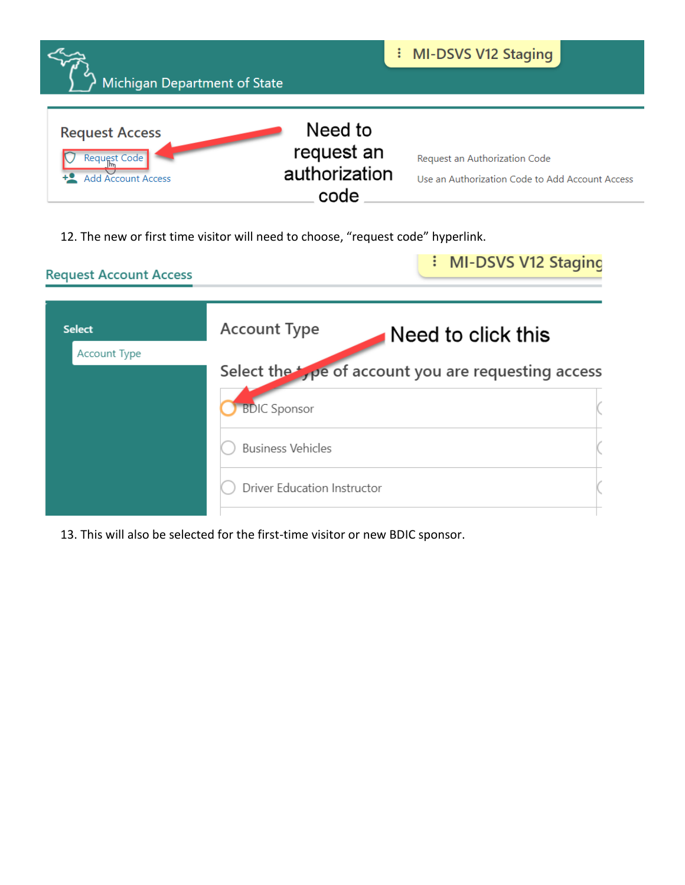Michigan Department of State

MI-DSVS V12 Staging

Request Access

Request Code

Add Account Access

Need to request an authorization code

Request an Authorization Code

Use an Authorization Code to Add Account Access

12. The new or first time visitor will need to choose, “request code” hyperlink.

Request Account Access

MI-DSVS V12 Staging

Select

Account Type

Account Type

Need to click this

Select the type of account you are requesting access

BDIC Sponsor

Business Vehicles

Driver Education Instructor

13. This will also be selected for the first-time visitor or new BDIC sponsor.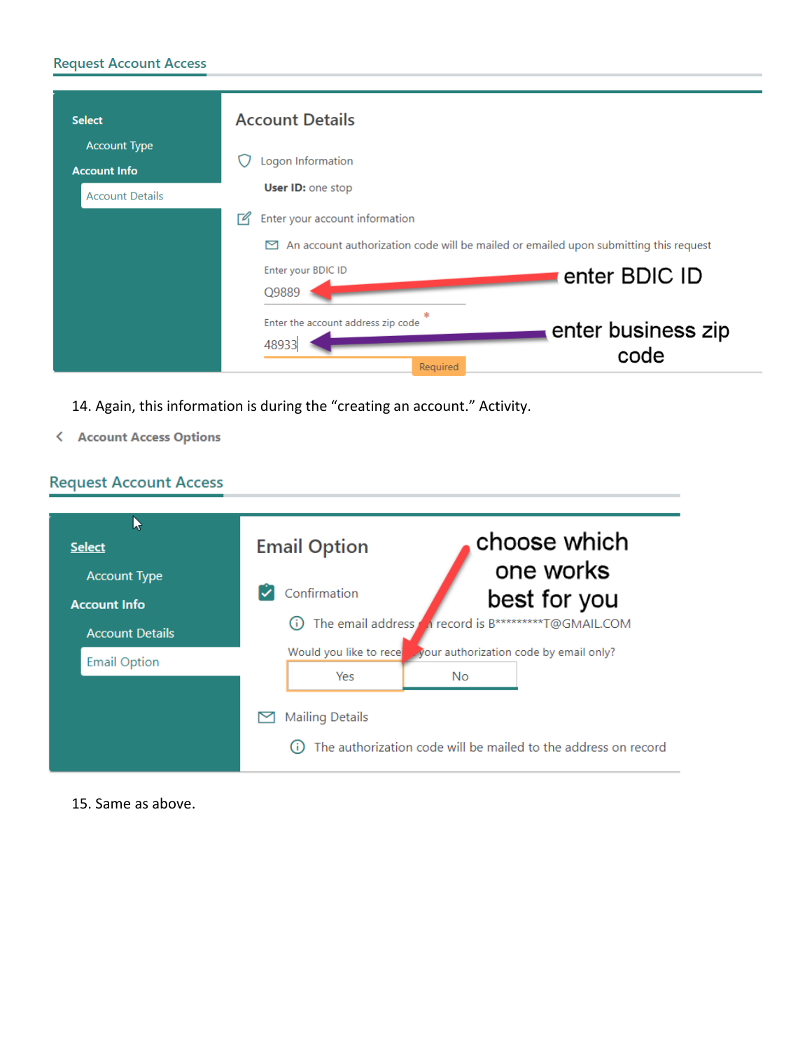Request Account Access

Select

Account Type

Account Info

Account Details

## Account Details

Logon Information

**User ID:** one stop

Enter your account information

An account authorization code will be mailed or emailed upon submitting this request

Enter your BDIC ID

Q9889

enter BDIC ID

Enter the account address zip code *

48933

Required

enter business zip code

14. Again, this information is during the "creating an account." Activity.

< Account Access Options

Request Account Access

Select

Account Type

Account Info

Account Details

Email Option

## Email Option

choose which one works best for you

Confirmation

The email address on record is B*********T@GMAIL.COM

Would you like to receive your authorization code by email only?

Yes | No

Mailing Details

The authorization code will be mailed to the address on record

15. Same as above.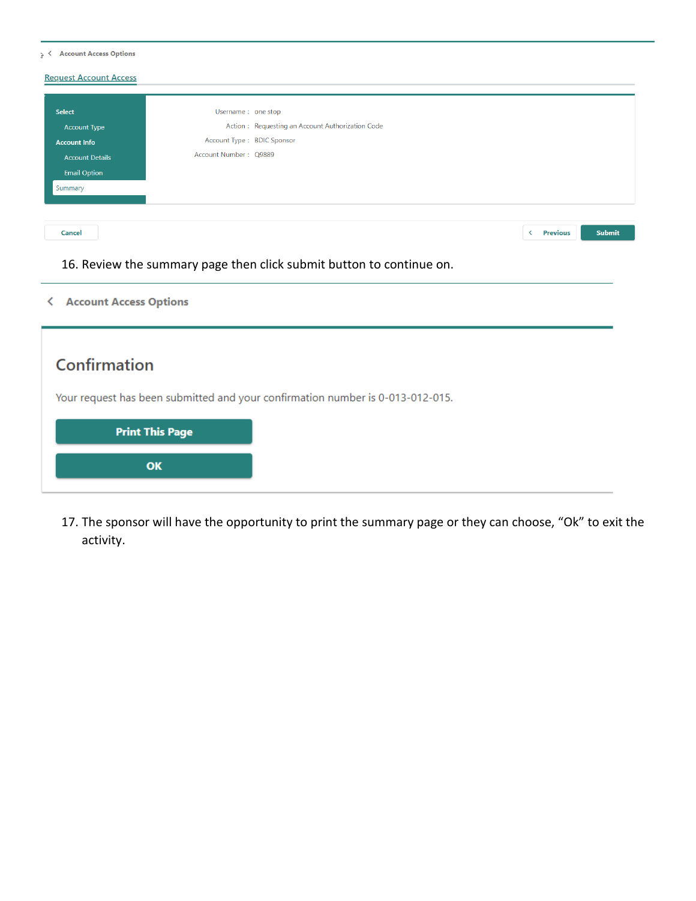Account Access Options

Request Account Access

| | |
|---|---|
| **Select** | Username : one stop |
| Account Type | Action : Requesting an Account Authorization Code |
| **Account Info** | Account Type : BDIC Sponsor |
| Account Details | Account Number : Q9889 |
| Email Option | |
| Summary | |

Cancel | Previous | Submit

16. Review the summary page then click submit button to continue on.

Account Access Options

## Confirmation

Your request has been submitted and your confirmation number is 0-013-012-015.

Print This Page

OK

17. The sponsor will have the opportunity to print the summary page or they can choose, “Ok” to exit the activity.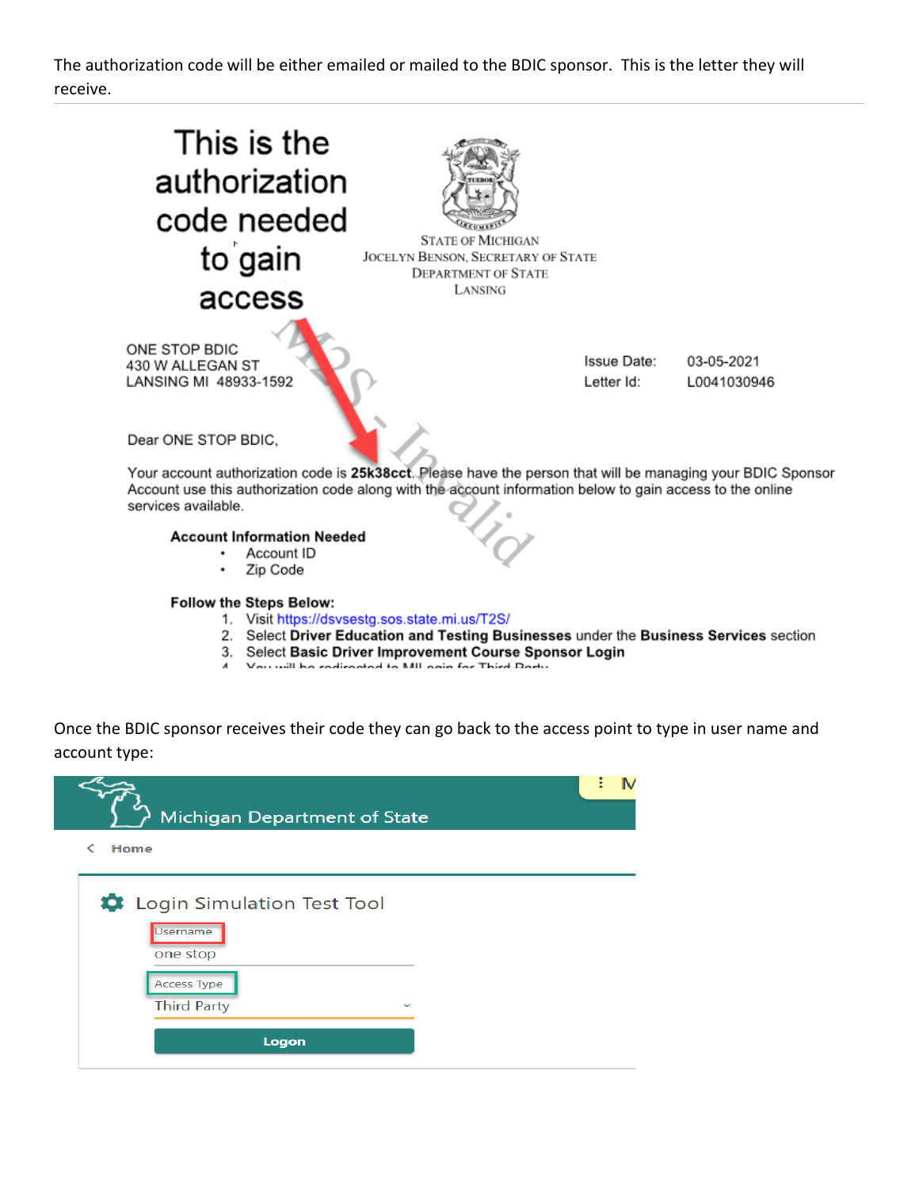The authorization code will be either emailed or mailed to the BDIC sponsor. This is the letter they will receive.

This is the authorization code needed to gain access

STATE OF MICHIGAN
JOCELYN BENSON, SECRETARY OF STATE
DEPARTMENT OF STATE
LANSING

ONE STOP BDIC
430 W ALLEGAN ST
LANSING MI 48933-1592

Issue Date: 03-05-2021
Letter Id: L0041030946

M2S - Invalid

Dear ONE STOP BDIC,

Your account authorization code is **25k38cct**. Please have the person that will be managing your BDIC Sponsor Account use this authorization code along with the account information below to gain access to the online services available.

**Account Information Needed**

- Account ID
- Zip Code

**Follow the Steps Below:**

1. Visit https://dsvsestg.sos.state.mi.us/T2S/
2. Select **Driver Education and Testing Businesses** under the **Business Services** section
3. Select **Basic Driver Improvement Course Sponsor Login**
4. You will be redirected to MILogin for Third Party

Once the BDIC sponsor receives their code they can go back to the access point to type in user name and account type:

Michigan Department of State

Home

Login Simulation Test Tool

Username
one stop

Access Type
Third Party

Logon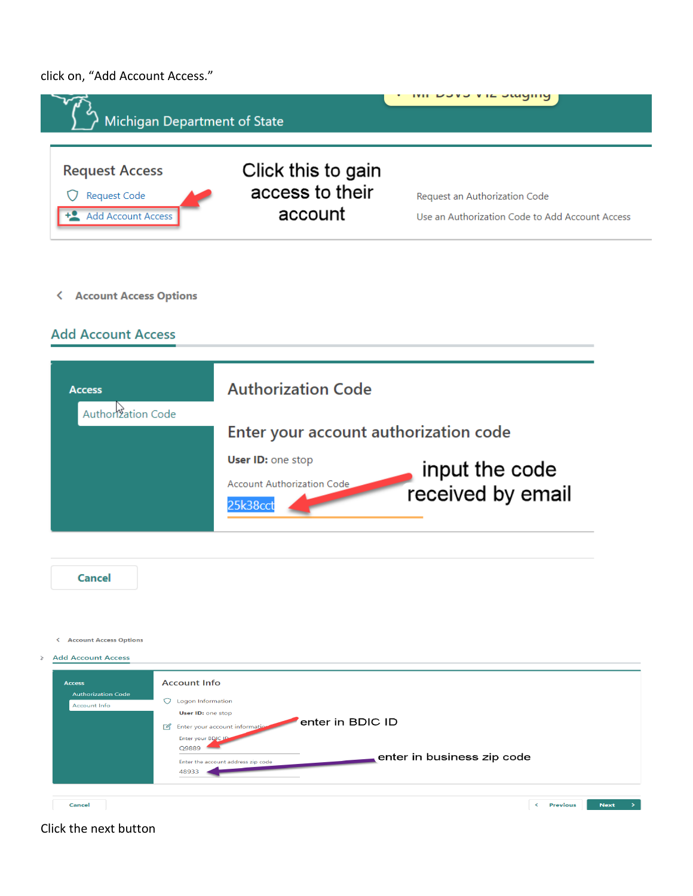click on, "Add Account Access."

Michigan Department of State

**Request Access**

Request Code

Add Account Access

Click this to gain access to their account

Request an Authorization Code

Use an Authorization Code to Add Account Access

Account Access Options

**Add Account Access**

**Access**

Authorization Code

**Authorization Code**

Enter your account authorization code

**User ID:** one stop

Account Authorization Code

25k38cct

input the code received by email

Cancel

Account Access Options

Add Account Access

Access

Authorization Code

Account Info

Account Info

Logon Information

**User ID:** one stop

Enter your account information

Enter your BDIC ID

Q9889

enter in BDIC ID

Enter the account address zip code

48933

enter in business zip code

Cancel

Previous

Next

Click the next button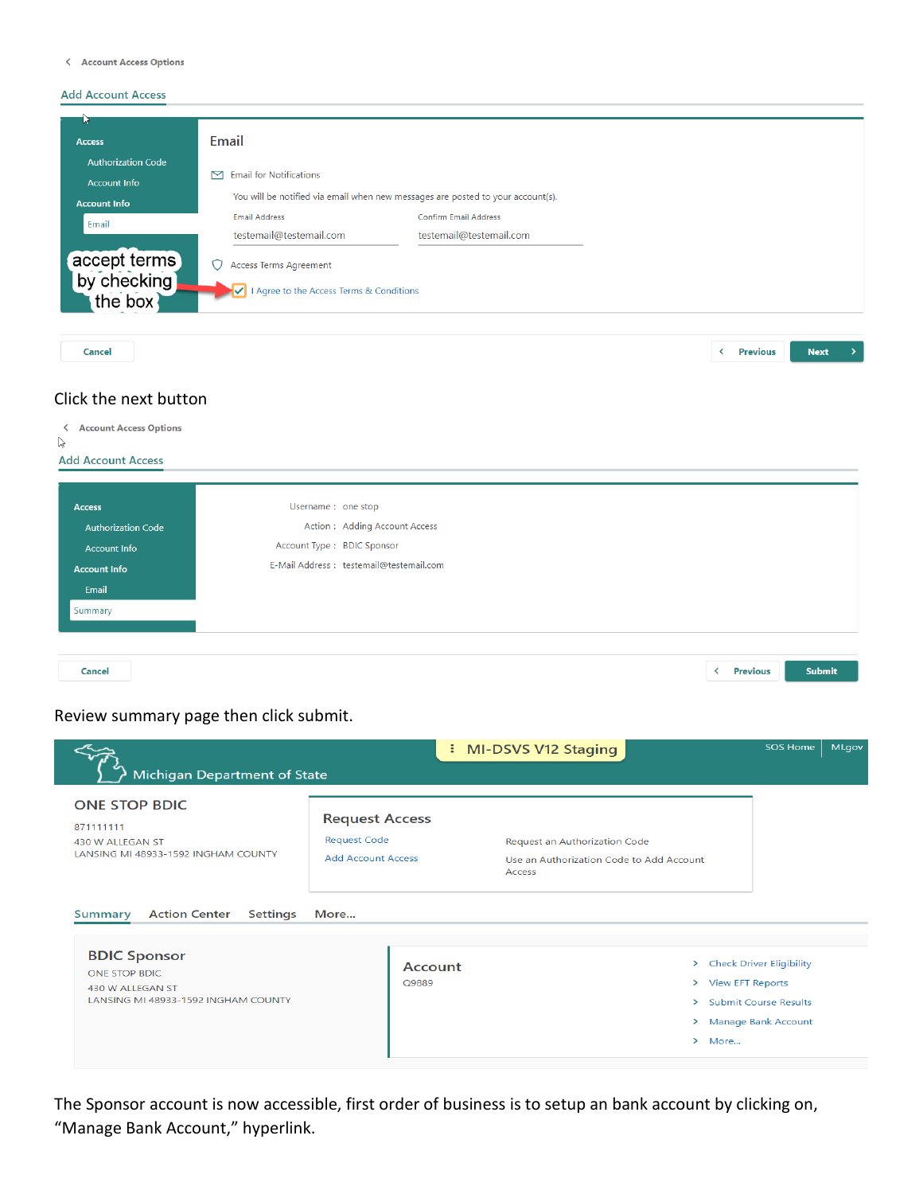‹ Account Access Options

Add Account Access

Access
Authorization Code
Account Info
Account Info
Email

accept terms by checking the box

Email

Email for Notifications

You will be notified via email when new messages are posted to your account(s).

Email Address
testemail@testemail.com

Confirm Email Address
testemail@testemail.com

Access Terms Agreement

I Agree to the Access Terms & Conditions

Cancel | ‹ Previous | Next ›

Click the next button

‹ Account Access Options

Add Account Access

Access
Authorization Code
Account Info
Account Info
Email
Summary

Username : one stop
Action : Adding Account Access
Account Type : BDIC Sponsor
E-Mail Address : testemail@testemail.com

Cancel | ‹ Previous | Submit

Review summary page then click submit.

MI-DSVS V12 Staging

Michigan Department of State | SOS Home | MI.gov

ONE STOP BDIC
871111111
430 W ALLEGAN ST
LANSING MI 48933-1592 INGHAM COUNTY

Request Access
Request Code — Request an Authorization Code
Add Account Access — Use an Authorization Code to Add Account Access

Summary | Action Center | Settings | More...

BDIC Sponsor
ONE STOP BDIC
430 W ALLEGAN ST
LANSING MI 48933-1592 INGHAM COUNTY

Account
Q9889

- Check Driver Eligibility
- View EFT Reports
- Submit Course Results
- Manage Bank Account
- More...

The Sponsor account is now accessible, first order of business is to setup an bank account by clicking on, “Manage Bank Account,” hyperlink.